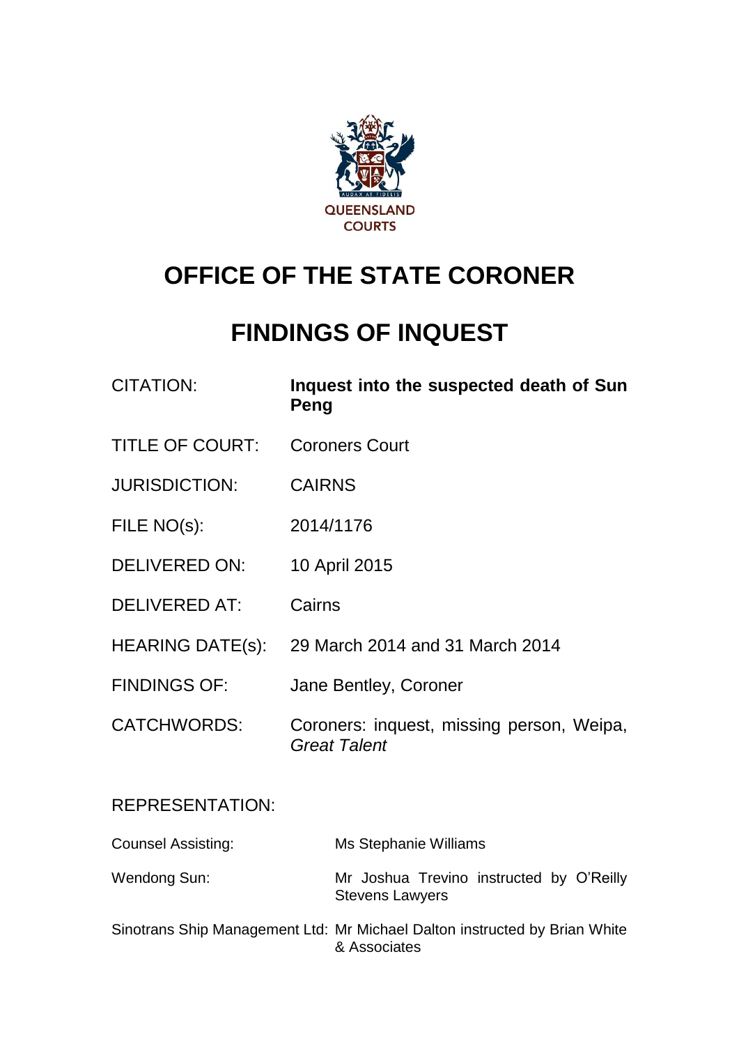QUEENSLAND COURTS

# OFFICE OF THE STATE CORONER

# FINDINGS OF INQUEST

| | |
|---|---|
| CITATION: | **Inquest into the suspected death of Sun Peng** |
| TITLE OF COURT: | Coroners Court |
| JURISDICTION: | CAIRNS |
| FILE NO(s): | 2014/1176 |
| DELIVERED ON: | 10 April 2015 |
| DELIVERED AT: | Cairns |
| HEARING DATE(s): | 29 March 2014 and 31 March 2014 |
| FINDINGS OF: | Jane Bentley, Coroner |
| CATCHWORDS: | Coroners: inquest, missing person, Weipa, *Great Talent* |

REPRESENTATION:

| | |
|---|---|
| Counsel Assisting: | Ms Stephanie Williams |
| Wendong Sun: | Mr Joshua Trevino instructed by O'Reilly Stevens Lawyers |
| Sinotrans Ship Management Ltd: | Mr Michael Dalton instructed by Brian White & Associates |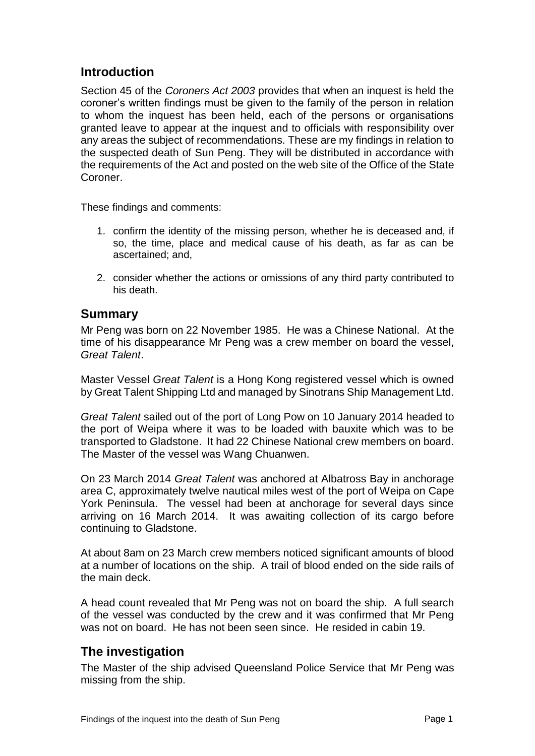## Introduction

Section 45 of the *Coroners Act 2003* provides that when an inquest is held the coroner's written findings must be given to the family of the person in relation to whom the inquest has been held, each of the persons or organisations granted leave to appear at the inquest and to officials with responsibility over any areas the subject of recommendations. These are my findings in relation to the suspected death of Sun Peng. They will be distributed in accordance with the requirements of the Act and posted on the web site of the Office of the State Coroner.

These findings and comments:

1. confirm the identity of the missing person, whether he is deceased and, if so, the time, place and medical cause of his death, as far as can be ascertained; and,
2. consider whether the actions or omissions of any third party contributed to his death.

## Summary

Mr Peng was born on 22 November 1985. He was a Chinese National. At the time of his disappearance Mr Peng was a crew member on board the vessel, *Great Talent*.

Master Vessel *Great Talent* is a Hong Kong registered vessel which is owned by Great Talent Shipping Ltd and managed by Sinotrans Ship Management Ltd.

*Great Talent* sailed out of the port of Long Pow on 10 January 2014 headed to the port of Weipa where it was to be loaded with bauxite which was to be transported to Gladstone. It had 22 Chinese National crew members on board. The Master of the vessel was Wang Chuanwen.

On 23 March 2014 *Great Talent* was anchored at Albatross Bay in anchorage area C, approximately twelve nautical miles west of the port of Weipa on Cape York Peninsula. The vessel had been at anchorage for several days since arriving on 16 March 2014. It was awaiting collection of its cargo before continuing to Gladstone.

At about 8am on 23 March crew members noticed significant amounts of blood at a number of locations on the ship. A trail of blood ended on the side rails of the main deck.

A head count revealed that Mr Peng was not on board the ship. A full search of the vessel was conducted by the crew and it was confirmed that Mr Peng was not on board. He has not been seen since. He resided in cabin 19.

## The investigation

The Master of the ship advised Queensland Police Service that Mr Peng was missing from the ship.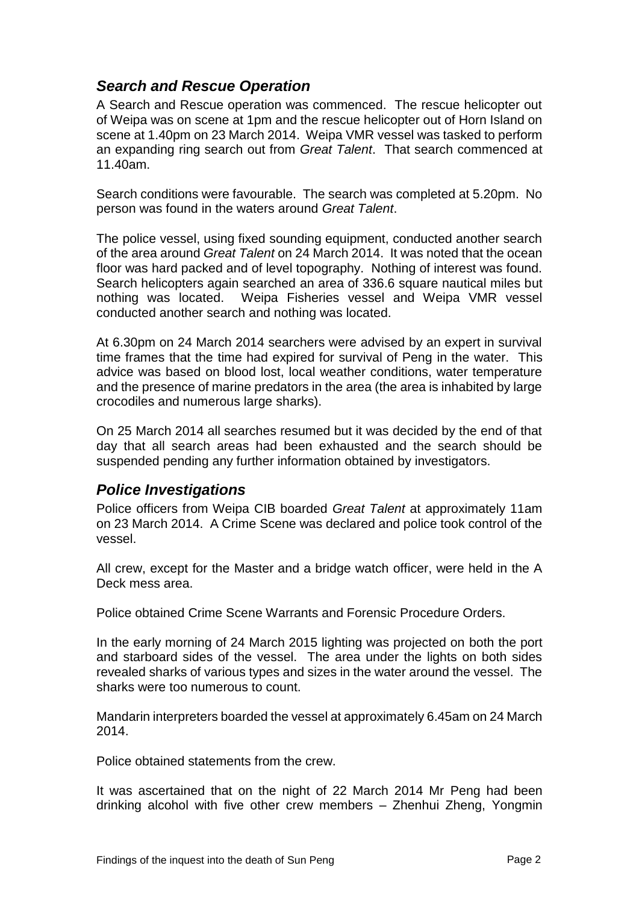## *Search and Rescue Operation*

A Search and Rescue operation was commenced. The rescue helicopter out of Weipa was on scene at 1pm and the rescue helicopter out of Horn Island on scene at 1.40pm on 23 March 2014. Weipa VMR vessel was tasked to perform an expanding ring search out from *Great Talent*. That search commenced at 11.40am.

Search conditions were favourable. The search was completed at 5.20pm. No person was found in the waters around *Great Talent*.

The police vessel, using fixed sounding equipment, conducted another search of the area around *Great Talent* on 24 March 2014. It was noted that the ocean floor was hard packed and of level topography. Nothing of interest was found. Search helicopters again searched an area of 336.6 square nautical miles but nothing was located. Weipa Fisheries vessel and Weipa VMR vessel conducted another search and nothing was located.

At 6.30pm on 24 March 2014 searchers were advised by an expert in survival time frames that the time had expired for survival of Peng in the water. This advice was based on blood lost, local weather conditions, water temperature and the presence of marine predators in the area (the area is inhabited by large crocodiles and numerous large sharks).

On 25 March 2014 all searches resumed but it was decided by the end of that day that all search areas had been exhausted and the search should be suspended pending any further information obtained by investigators.

## *Police Investigations*

Police officers from Weipa CIB boarded *Great Talent* at approximately 11am on 23 March 2014. A Crime Scene was declared and police took control of the vessel.

All crew, except for the Master and a bridge watch officer, were held in the A Deck mess area.

Police obtained Crime Scene Warrants and Forensic Procedure Orders.

In the early morning of 24 March 2015 lighting was projected on both the port and starboard sides of the vessel. The area under the lights on both sides revealed sharks of various types and sizes in the water around the vessel. The sharks were too numerous to count.

Mandarin interpreters boarded the vessel at approximately 6.45am on 24 March 2014.

Police obtained statements from the crew.

It was ascertained that on the night of 22 March 2014 Mr Peng had been drinking alcohol with five other crew members – Zhenhui Zheng, Yongmin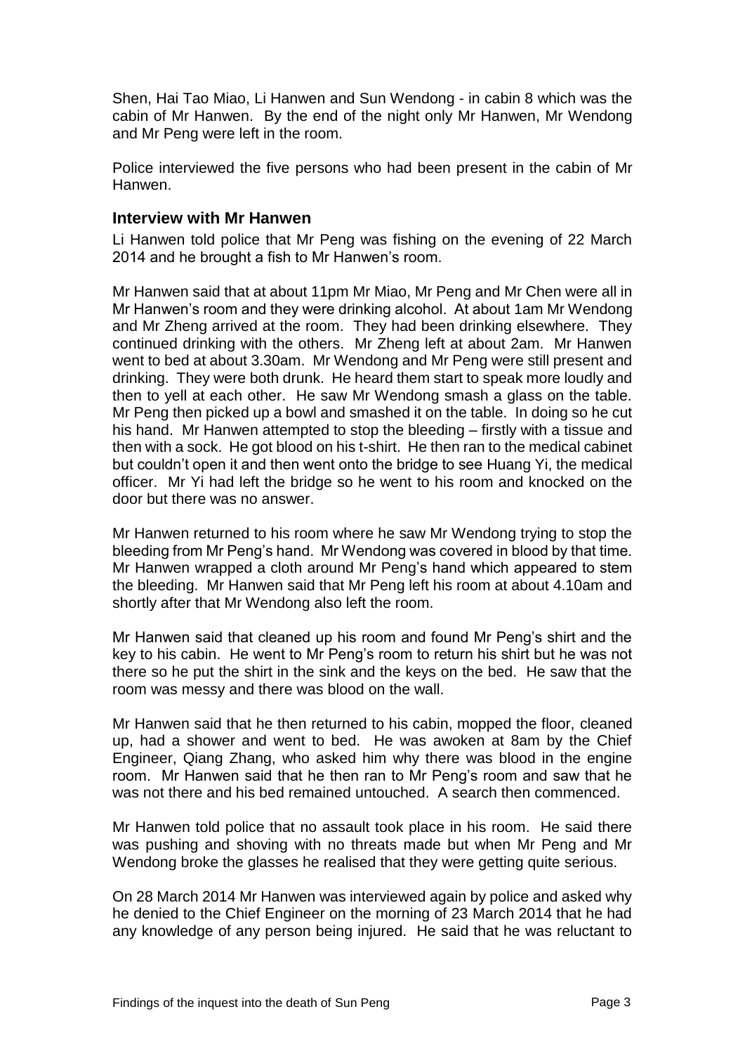Shen, Hai Tao Miao, Li Hanwen and Sun Wendong - in cabin 8 which was the cabin of Mr Hanwen. By the end of the night only Mr Hanwen, Mr Wendong and Mr Peng were left in the room.

Police interviewed the five persons who had been present in the cabin of Mr Hanwen.

### Interview with Mr Hanwen

Li Hanwen told police that Mr Peng was fishing on the evening of 22 March 2014 and he brought a fish to Mr Hanwen's room.

Mr Hanwen said that at about 11pm Mr Miao, Mr Peng and Mr Chen were all in Mr Hanwen's room and they were drinking alcohol. At about 1am Mr Wendong and Mr Zheng arrived at the room. They had been drinking elsewhere. They continued drinking with the others. Mr Zheng left at about 2am. Mr Hanwen went to bed at about 3.30am. Mr Wendong and Mr Peng were still present and drinking. They were both drunk. He heard them start to speak more loudly and then to yell at each other. He saw Mr Wendong smash a glass on the table. Mr Peng then picked up a bowl and smashed it on the table. In doing so he cut his hand. Mr Hanwen attempted to stop the bleeding – firstly with a tissue and then with a sock. He got blood on his t-shirt. He then ran to the medical cabinet but couldn't open it and then went onto the bridge to see Huang Yi, the medical officer. Mr Yi had left the bridge so he went to his room and knocked on the door but there was no answer.

Mr Hanwen returned to his room where he saw Mr Wendong trying to stop the bleeding from Mr Peng's hand. Mr Wendong was covered in blood by that time. Mr Hanwen wrapped a cloth around Mr Peng's hand which appeared to stem the bleeding. Mr Hanwen said that Mr Peng left his room at about 4.10am and shortly after that Mr Wendong also left the room.

Mr Hanwen said that cleaned up his room and found Mr Peng's shirt and the key to his cabin. He went to Mr Peng's room to return his shirt but he was not there so he put the shirt in the sink and the keys on the bed. He saw that the room was messy and there was blood on the wall.

Mr Hanwen said that he then returned to his cabin, mopped the floor, cleaned up, had a shower and went to bed. He was awoken at 8am by the Chief Engineer, Qiang Zhang, who asked him why there was blood in the engine room. Mr Hanwen said that he then ran to Mr Peng's room and saw that he was not there and his bed remained untouched. A search then commenced.

Mr Hanwen told police that no assault took place in his room. He said there was pushing and shoving with no threats made but when Mr Peng and Mr Wendong broke the glasses he realised that they were getting quite serious.

On 28 March 2014 Mr Hanwen was interviewed again by police and asked why he denied to the Chief Engineer on the morning of 23 March 2014 that he had any knowledge of any person being injured. He said that he was reluctant to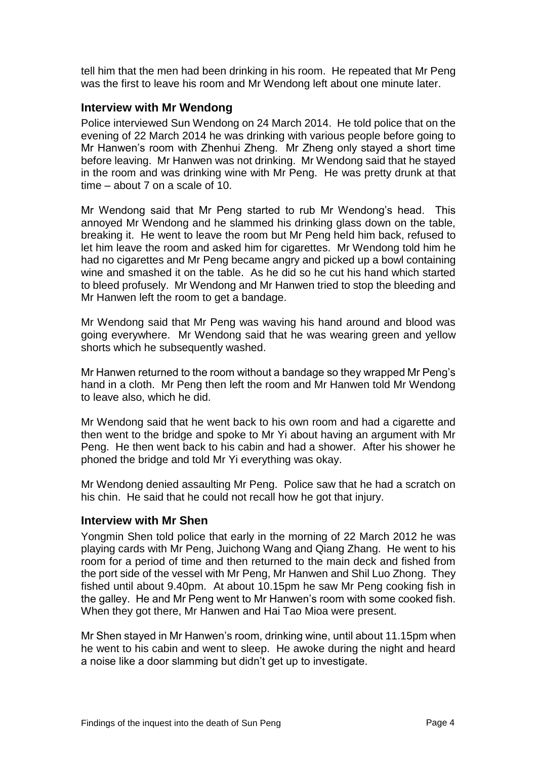tell him that the men had been drinking in his room. He repeated that Mr Peng was the first to leave his room and Mr Wendong left about one minute later.

## Interview with Mr Wendong

Police interviewed Sun Wendong on 24 March 2014. He told police that on the evening of 22 March 2014 he was drinking with various people before going to Mr Hanwen's room with Zhenhui Zheng. Mr Zheng only stayed a short time before leaving. Mr Hanwen was not drinking. Mr Wendong said that he stayed in the room and was drinking wine with Mr Peng. He was pretty drunk at that time – about 7 on a scale of 10.

Mr Wendong said that Mr Peng started to rub Mr Wendong's head. This annoyed Mr Wendong and he slammed his drinking glass down on the table, breaking it. He went to leave the room but Mr Peng held him back, refused to let him leave the room and asked him for cigarettes. Mr Wendong told him he had no cigarettes and Mr Peng became angry and picked up a bowl containing wine and smashed it on the table. As he did so he cut his hand which started to bleed profusely. Mr Wendong and Mr Hanwen tried to stop the bleeding and Mr Hanwen left the room to get a bandage.

Mr Wendong said that Mr Peng was waving his hand around and blood was going everywhere. Mr Wendong said that he was wearing green and yellow shorts which he subsequently washed.

Mr Hanwen returned to the room without a bandage so they wrapped Mr Peng's hand in a cloth. Mr Peng then left the room and Mr Hanwen told Mr Wendong to leave also, which he did.

Mr Wendong said that he went back to his own room and had a cigarette and then went to the bridge and spoke to Mr Yi about having an argument with Mr Peng. He then went back to his cabin and had a shower. After his shower he phoned the bridge and told Mr Yi everything was okay.

Mr Wendong denied assaulting Mr Peng. Police saw that he had a scratch on his chin. He said that he could not recall how he got that injury.

## Interview with Mr Shen

Yongmin Shen told police that early in the morning of 22 March 2012 he was playing cards with Mr Peng, Juichong Wang and Qiang Zhang. He went to his room for a period of time and then returned to the main deck and fished from the port side of the vessel with Mr Peng, Mr Hanwen and Shil Luo Zhong. They fished until about 9.40pm. At about 10.15pm he saw Mr Peng cooking fish in the galley. He and Mr Peng went to Mr Hanwen's room with some cooked fish. When they got there, Mr Hanwen and Hai Tao Mioa were present.

Mr Shen stayed in Mr Hanwen's room, drinking wine, until about 11.15pm when he went to his cabin and went to sleep. He awoke during the night and heard a noise like a door slamming but didn't get up to investigate.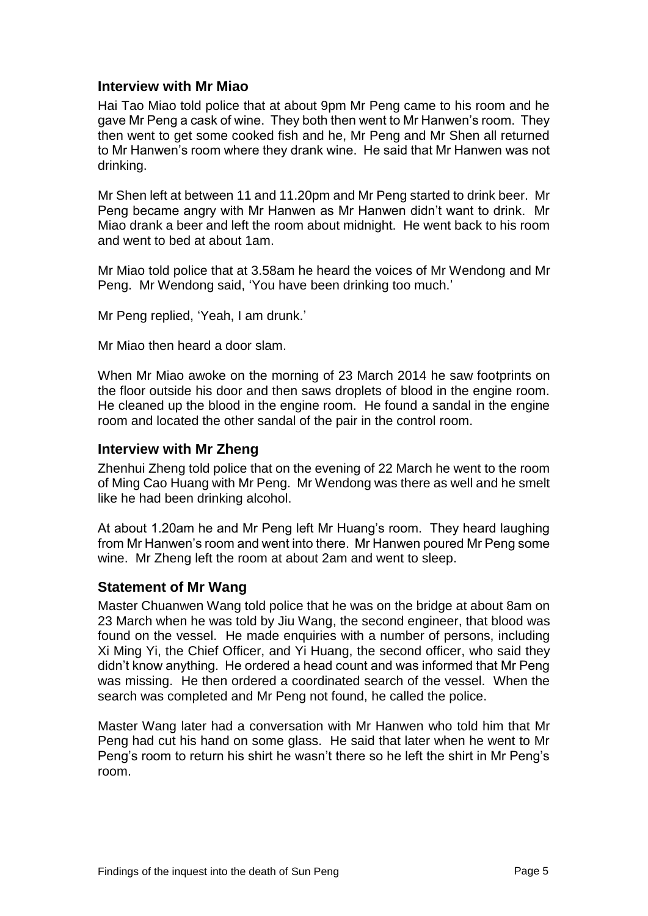## Interview with Mr Miao

Hai Tao Miao told police that at about 9pm Mr Peng came to his room and he gave Mr Peng a cask of wine. They both then went to Mr Hanwen's room. They then went to get some cooked fish and he, Mr Peng and Mr Shen all returned to Mr Hanwen's room where they drank wine. He said that Mr Hanwen was not drinking.

Mr Shen left at between 11 and 11.20pm and Mr Peng started to drink beer. Mr Peng became angry with Mr Hanwen as Mr Hanwen didn't want to drink. Mr Miao drank a beer and left the room about midnight. He went back to his room and went to bed at about 1am.

Mr Miao told police that at 3.58am he heard the voices of Mr Wendong and Mr Peng. Mr Wendong said, 'You have been drinking too much.'

Mr Peng replied, 'Yeah, I am drunk.'

Mr Miao then heard a door slam.

When Mr Miao awoke on the morning of 23 March 2014 he saw footprints on the floor outside his door and then saws droplets of blood in the engine room. He cleaned up the blood in the engine room. He found a sandal in the engine room and located the other sandal of the pair in the control room.

## Interview with Mr Zheng

Zhenhui Zheng told police that on the evening of 22 March he went to the room of Ming Cao Huang with Mr Peng. Mr Wendong was there as well and he smelt like he had been drinking alcohol.

At about 1.20am he and Mr Peng left Mr Huang's room. They heard laughing from Mr Hanwen's room and went into there. Mr Hanwen poured Mr Peng some wine. Mr Zheng left the room at about 2am and went to sleep.

## Statement of Mr Wang

Master Chuanwen Wang told police that he was on the bridge at about 8am on 23 March when he was told by Jiu Wang, the second engineer, that blood was found on the vessel. He made enquiries with a number of persons, including Xi Ming Yi, the Chief Officer, and Yi Huang, the second officer, who said they didn't know anything. He ordered a head count and was informed that Mr Peng was missing. He then ordered a coordinated search of the vessel. When the search was completed and Mr Peng not found, he called the police.

Master Wang later had a conversation with Mr Hanwen who told him that Mr Peng had cut his hand on some glass. He said that later when he went to Mr Peng's room to return his shirt he wasn't there so he left the shirt in Mr Peng's room.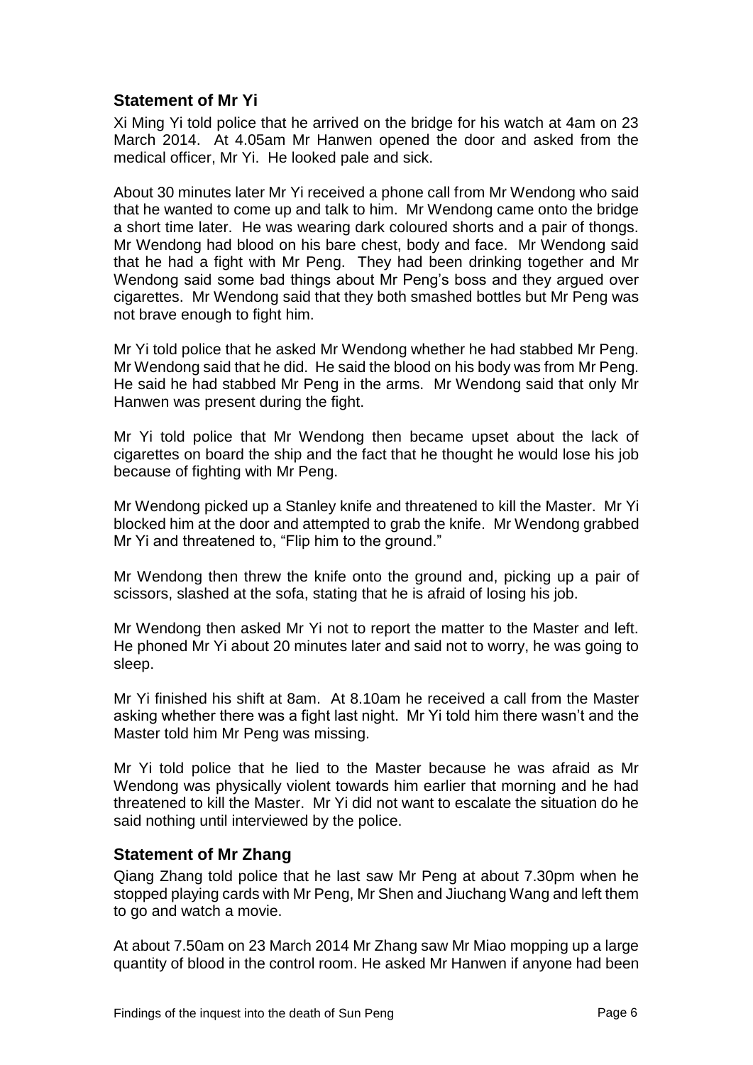## Statement of Mr Yi

Xi Ming Yi told police that he arrived on the bridge for his watch at 4am on 23 March 2014. At 4.05am Mr Hanwen opened the door and asked from the medical officer, Mr Yi. He looked pale and sick.

About 30 minutes later Mr Yi received a phone call from Mr Wendong who said that he wanted to come up and talk to him. Mr Wendong came onto the bridge a short time later. He was wearing dark coloured shorts and a pair of thongs. Mr Wendong had blood on his bare chest, body and face. Mr Wendong said that he had a fight with Mr Peng. They had been drinking together and Mr Wendong said some bad things about Mr Peng's boss and they argued over cigarettes. Mr Wendong said that they both smashed bottles but Mr Peng was not brave enough to fight him.

Mr Yi told police that he asked Mr Wendong whether he had stabbed Mr Peng. Mr Wendong said that he did. He said the blood on his body was from Mr Peng. He said he had stabbed Mr Peng in the arms. Mr Wendong said that only Mr Hanwen was present during the fight.

Mr Yi told police that Mr Wendong then became upset about the lack of cigarettes on board the ship and the fact that he thought he would lose his job because of fighting with Mr Peng.

Mr Wendong picked up a Stanley knife and threatened to kill the Master. Mr Yi blocked him at the door and attempted to grab the knife. Mr Wendong grabbed Mr Yi and threatened to, "Flip him to the ground."

Mr Wendong then threw the knife onto the ground and, picking up a pair of scissors, slashed at the sofa, stating that he is afraid of losing his job.

Mr Wendong then asked Mr Yi not to report the matter to the Master and left. He phoned Mr Yi about 20 minutes later and said not to worry, he was going to sleep.

Mr Yi finished his shift at 8am. At 8.10am he received a call from the Master asking whether there was a fight last night. Mr Yi told him there wasn't and the Master told him Mr Peng was missing.

Mr Yi told police that he lied to the Master because he was afraid as Mr Wendong was physically violent towards him earlier that morning and he had threatened to kill the Master. Mr Yi did not want to escalate the situation do he said nothing until interviewed by the police.

## Statement of Mr Zhang

Qiang Zhang told police that he last saw Mr Peng at about 7.30pm when he stopped playing cards with Mr Peng, Mr Shen and Jiuchang Wang and left them to go and watch a movie.

At about 7.50am on 23 March 2014 Mr Zhang saw Mr Miao mopping up a large quantity of blood in the control room. He asked Mr Hanwen if anyone had been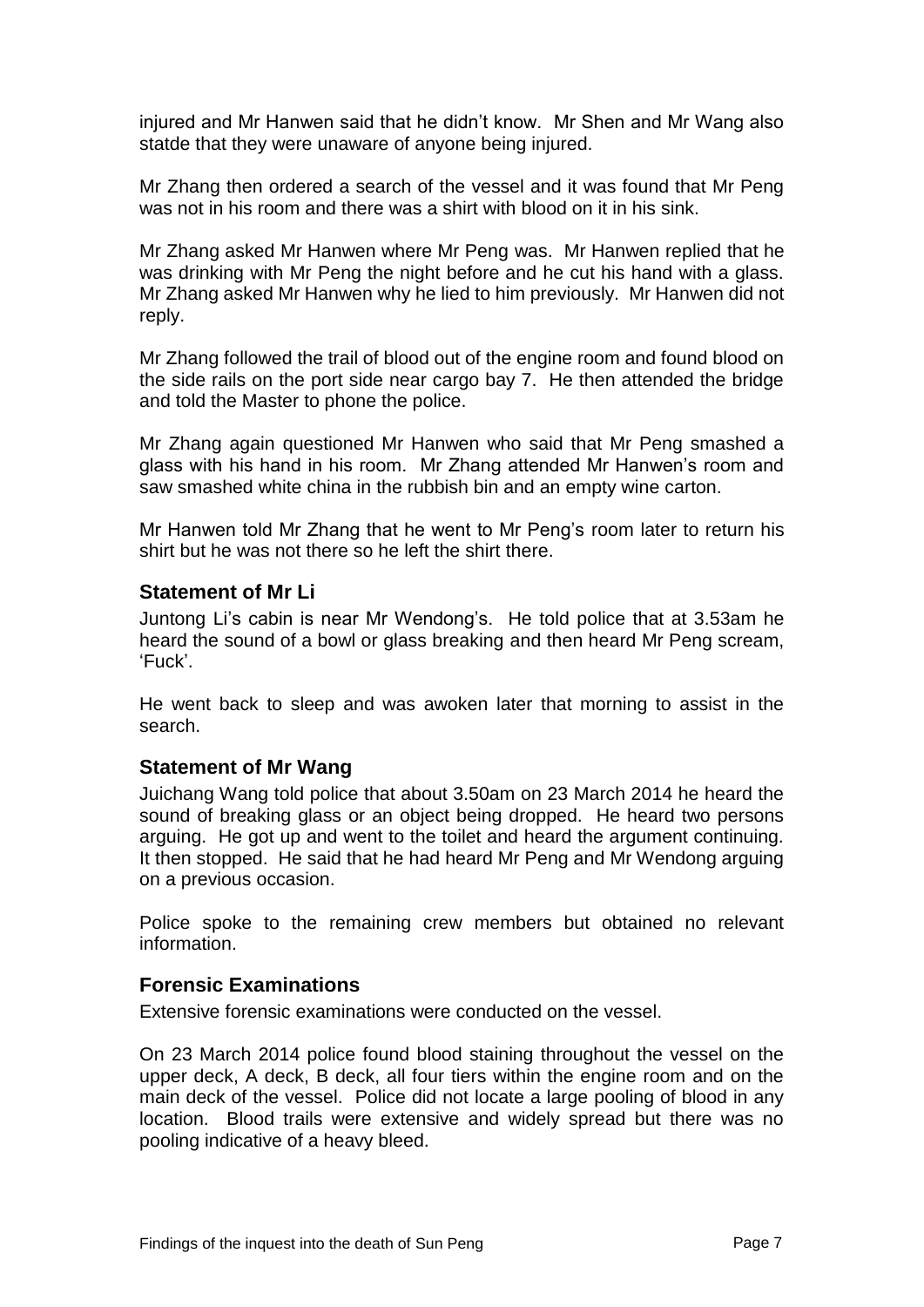injured and Mr Hanwen said that he didn't know. Mr Shen and Mr Wang also statde that they were unaware of anyone being injured.

Mr Zhang then ordered a search of the vessel and it was found that Mr Peng was not in his room and there was a shirt with blood on it in his sink.

Mr Zhang asked Mr Hanwen where Mr Peng was. Mr Hanwen replied that he was drinking with Mr Peng the night before and he cut his hand with a glass. Mr Zhang asked Mr Hanwen why he lied to him previously. Mr Hanwen did not reply.

Mr Zhang followed the trail of blood out of the engine room and found blood on the side rails on the port side near cargo bay 7. He then attended the bridge and told the Master to phone the police.

Mr Zhang again questioned Mr Hanwen who said that Mr Peng smashed a glass with his hand in his room. Mr Zhang attended Mr Hanwen's room and saw smashed white china in the rubbish bin and an empty wine carton.

Mr Hanwen told Mr Zhang that he went to Mr Peng's room later to return his shirt but he was not there so he left the shirt there.

## Statement of Mr Li

Juntong Li's cabin is near Mr Wendong's. He told police that at 3.53am he heard the sound of a bowl or glass breaking and then heard Mr Peng scream, 'Fuck'.

He went back to sleep and was awoken later that morning to assist in the search.

## Statement of Mr Wang

Juichang Wang told police that about 3.50am on 23 March 2014 he heard the sound of breaking glass or an object being dropped. He heard two persons arguing. He got up and went to the toilet and heard the argument continuing. It then stopped. He said that he had heard Mr Peng and Mr Wendong arguing on a previous occasion.

Police spoke to the remaining crew members but obtained no relevant information.

## Forensic Examinations

Extensive forensic examinations were conducted on the vessel.

On 23 March 2014 police found blood staining throughout the vessel on the upper deck, A deck, B deck, all four tiers within the engine room and on the main deck of the vessel. Police did not locate a large pooling of blood in any location. Blood trails were extensive and widely spread but there was no pooling indicative of a heavy bleed.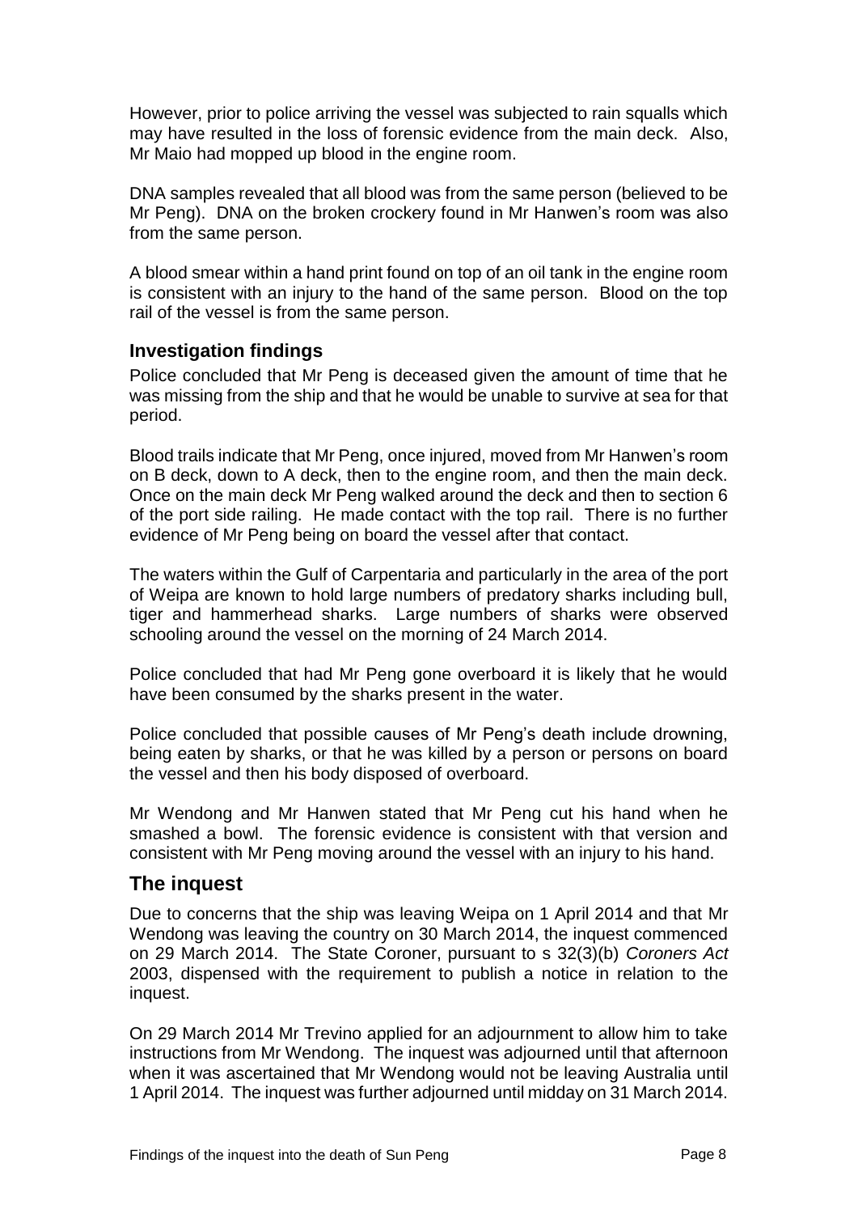However, prior to police arriving the vessel was subjected to rain squalls which may have resulted in the loss of forensic evidence from the main deck. Also, Mr Maio had mopped up blood in the engine room.

DNA samples revealed that all blood was from the same person (believed to be Mr Peng). DNA on the broken crockery found in Mr Hanwen's room was also from the same person.

A blood smear within a hand print found on top of an oil tank in the engine room is consistent with an injury to the hand of the same person. Blood on the top rail of the vessel is from the same person.

### Investigation findings

Police concluded that Mr Peng is deceased given the amount of time that he was missing from the ship and that he would be unable to survive at sea for that period.

Blood trails indicate that Mr Peng, once injured, moved from Mr Hanwen's room on B deck, down to A deck, then to the engine room, and then the main deck. Once on the main deck Mr Peng walked around the deck and then to section 6 of the port side railing. He made contact with the top rail. There is no further evidence of Mr Peng being on board the vessel after that contact.

The waters within the Gulf of Carpentaria and particularly in the area of the port of Weipa are known to hold large numbers of predatory sharks including bull, tiger and hammerhead sharks. Large numbers of sharks were observed schooling around the vessel on the morning of 24 March 2014.

Police concluded that had Mr Peng gone overboard it is likely that he would have been consumed by the sharks present in the water.

Police concluded that possible causes of Mr Peng's death include drowning, being eaten by sharks, or that he was killed by a person or persons on board the vessel and then his body disposed of overboard.

Mr Wendong and Mr Hanwen stated that Mr Peng cut his hand when he smashed a bowl. The forensic evidence is consistent with that version and consistent with Mr Peng moving around the vessel with an injury to his hand.

## The inquest

Due to concerns that the ship was leaving Weipa on 1 April 2014 and that Mr Wendong was leaving the country on 30 March 2014, the inquest commenced on 29 March 2014. The State Coroner, pursuant to s 32(3)(b) *Coroners Act* 2003, dispensed with the requirement to publish a notice in relation to the inquest.

On 29 March 2014 Mr Trevino applied for an adjournment to allow him to take instructions from Mr Wendong. The inquest was adjourned until that afternoon when it was ascertained that Mr Wendong would not be leaving Australia until 1 April 2014. The inquest was further adjourned until midday on 31 March 2014.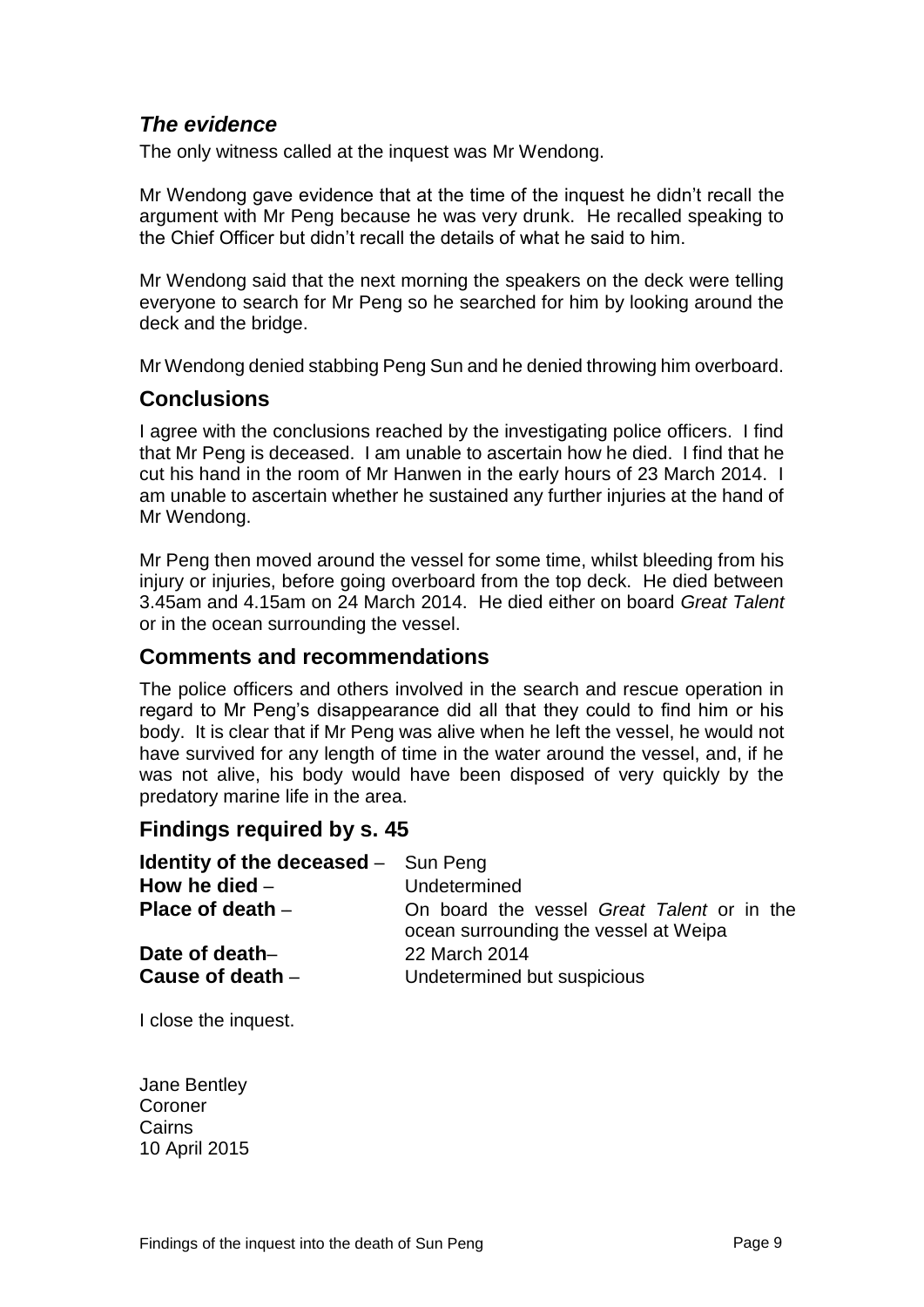### *The evidence*

The only witness called at the inquest was Mr Wendong.

Mr Wendong gave evidence that at the time of the inquest he didn't recall the argument with Mr Peng because he was very drunk. He recalled speaking to the Chief Officer but didn't recall the details of what he said to him.

Mr Wendong said that the next morning the speakers on the deck were telling everyone to search for Mr Peng so he searched for him by looking around the deck and the bridge.

Mr Wendong denied stabbing Peng Sun and he denied throwing him overboard.

## Conclusions

I agree with the conclusions reached by the investigating police officers. I find that Mr Peng is deceased. I am unable to ascertain how he died. I find that he cut his hand in the room of Mr Hanwen in the early hours of 23 March 2014. I am unable to ascertain whether he sustained any further injuries at the hand of Mr Wendong.

Mr Peng then moved around the vessel for some time, whilst bleeding from his injury or injuries, before going overboard from the top deck. He died between 3.45am and 4.15am on 24 March 2014. He died either on board *Great Talent* or in the ocean surrounding the vessel.

## Comments and recommendations

The police officers and others involved in the search and rescue operation in regard to Mr Peng's disappearance did all that they could to find him or his body. It is clear that if Mr Peng was alive when he left the vessel, he would not have survived for any length of time in the water around the vessel, and, if he was not alive, his body would have been disposed of very quickly by the predatory marine life in the area.

## Findings required by s. 45

| | |
|---|---|
| **Identity of the deceased** – | Sun Peng |
| **How he died** – | Undetermined |
| **Place of death** – | On board the vessel *Great Talent* or in the ocean surrounding the vessel at Weipa |
| **Date of death**– | 22 March 2014 |
| **Cause of death** – | Undetermined but suspicious |

I close the inquest.

Jane Bentley
Coroner
Cairns
10 April 2015